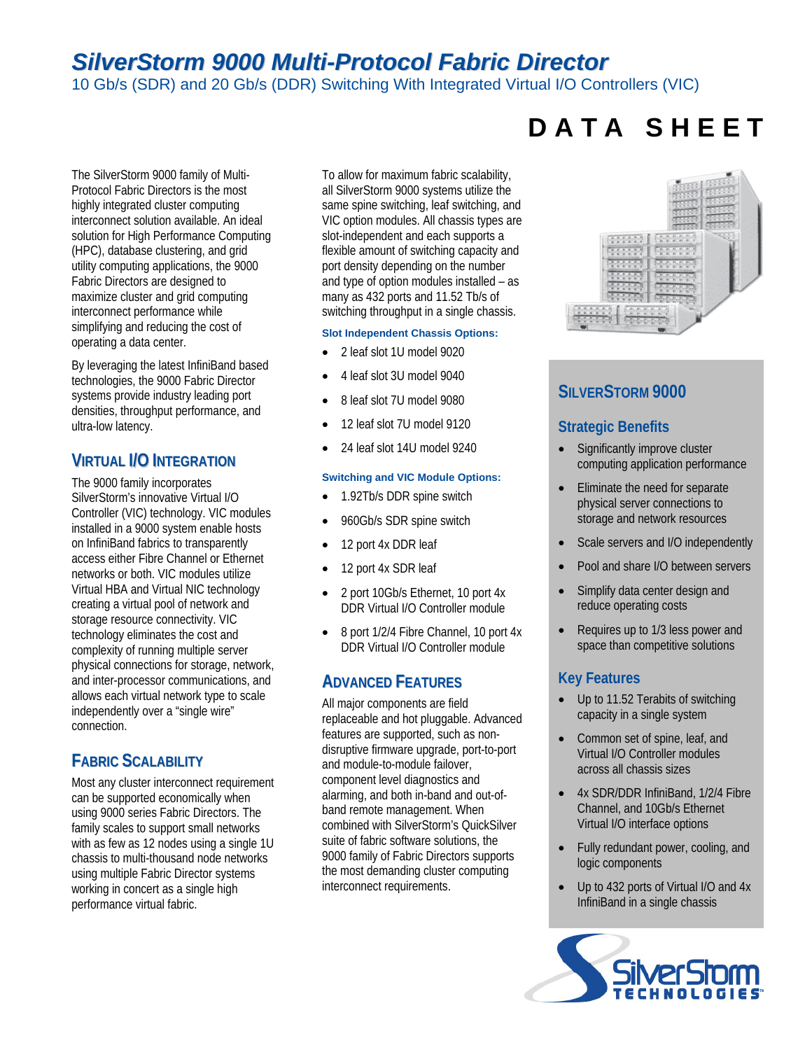# SilverStorm 9000 Multi-Protocol Fabric Director

10 Gb/s (SDR) and 20 Gb/s (DDR) Switching With Integrated Virtual I/O Controllers (VIC)

**DATA SHEET**

The SilverStorm 9000 family of Multi-Protocol Fabric Directors is the most highly integrated cluster computing interconnect solution available. An ideal solution for High Performance Computing (HPC), database clustering, and grid utility computing applications, the 9000 Fabric Directors are designed to maximize cluster and grid computing interconnect performance while simplifying and reducing the cost of operating a data center.

By leveraging the latest InfiniBand based technologies, the 9000 Fabric Director systems provide industry leading port densities, throughput performance, and ultra-low latency.

## Virtual I/O Integration

The 9000 family incorporates SilverStorm's innovative Virtual I/O Controller (VIC) technology. VIC modules installed in a 9000 system enable hosts on InfiniBand fabrics to transparently access either Fibre Channel or Ethernet networks or both. VIC modules utilize Virtual HBA and Virtual NIC technology creating a virtual pool of network and storage resource connectivity. VIC technology eliminates the cost and complexity of running multiple server physical connections for storage, network, and inter-processor communications, and allows each virtual network type to scale independently over a "single wire" connection.

## Fabric Scalability

Most any cluster interconnect requirement can be supported economically when using 9000 series Fabric Directors. The family scales to support small networks with as few as 12 nodes using a single 1U chassis to multi-thousand node networks using multiple Fabric Director systems working in concert as a single high performance virtual fabric.

To allow for maximum fabric scalability, all SilverStorm 9000 systems utilize the same spine switching, leaf switching, and VIC option modules. All chassis types are slot-independent and each supports a flexible amount of switching capacity and port density depending on the number and type of option modules installed – as many as 432 ports and 11.52 Tb/s of switching throughput in a single chassis.

### Slot Independent Chassis Options:

- 2 leaf slot 1U model 9020
- 4 leaf slot 3U model 9040
- 8 leaf slot 7U model 9080
- 12 leaf slot 7U model 9120
- 24 leaf slot 14U model 9240

### Switching and VIC Module Options:

- 1.92Tb/s DDR spine switch
- 960Gb/s SDR spine switch
- 12 port 4x DDR leaf
- 12 port 4x SDR leaf
- 2 port 10Gb/s Ethernet, 10 port 4x DDR Virtual I/O Controller module
- 8 port 1/2/4 Fibre Channel, 10 port 4x DDR Virtual I/O Controller module

## Advanced Features

All major components are field replaceable and hot pluggable. Advanced features are supported, such as non-disruptive firmware upgrade, port-to-port and module-to-module failover, component level diagnostics and alarming, and both in-band and out-of-band remote management. When combined with SilverStorm's QuickSilver suite of fabric software solutions, the 9000 family of Fabric Directors supports the most demanding cluster computing interconnect requirements.

## SilverStorm 9000

### Strategic Benefits

- Significantly improve cluster computing application performance
- Eliminate the need for separate physical server connections to storage and network resources
- Scale servers and I/O independently
- Pool and share I/O between servers
- Simplify data center design and reduce operating costs
- Requires up to 1/3 less power and space than competitive solutions

### Key Features

- Up to 11.52 Terabits of switching capacity in a single system
- Common set of spine, leaf, and Virtual I/O Controller modules across all chassis sizes
- 4x SDR/DDR InfiniBand, 1/2/4 Fibre Channel, and 10Gb/s Ethernet Virtual I/O interface options
- Fully redundant power, cooling, and logic components
- Up to 432 ports of Virtual I/O and 4x InfiniBand in a single chassis

SilverStorm TECHNOLOGIES™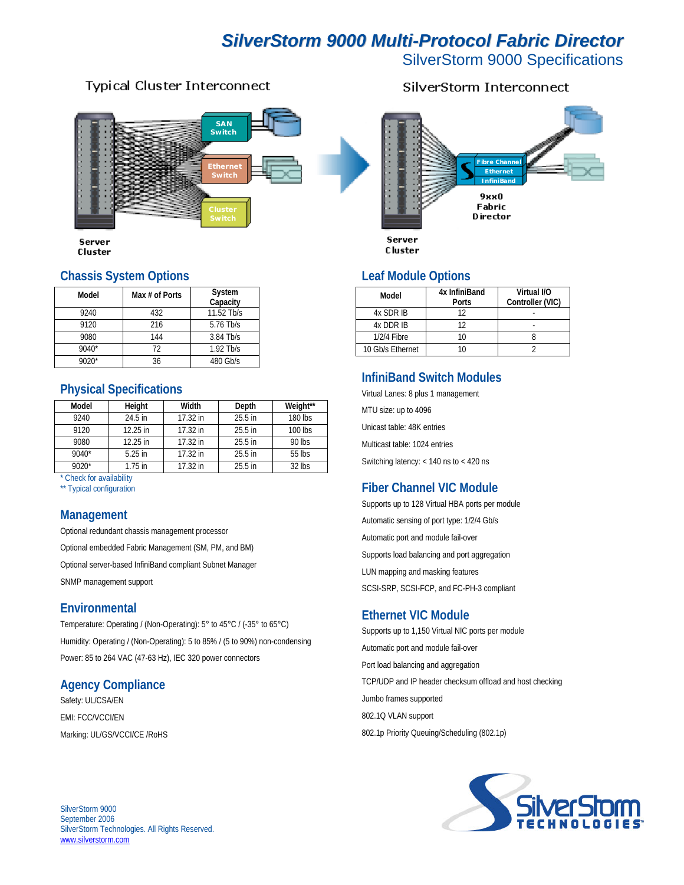# SilverStorm 9000 Multi-Protocol Fabric Director

## SilverStorm 9000 Specifications

Typical Cluster Interconnect

SAN Switch

Ethernet Switch

Cluster Switch

Server Cluster

SilverStorm Interconnect

Fibre Channel

Ethernet

InfiniBand

9xx0 Fabric Director

Server Cluster

## Chassis System Options

| Model | Max # of Ports | System Capacity |
|---|---|---|
| 9240 | 432 | 11.52 Tb/s |
| 9120 | 216 | 5.76 Tb/s |
| 9080 | 144 | 3.84 Tb/s |
| 9040* | 72 | 1.92 Tb/s |
| 9020* | 36 | 480 Gb/s |

## Physical Specifications

| Model | Height | Width | Depth | Weight** |
|---|---|---|---|---|
| 9240 | 24.5 in | 17.32 in | 25.5 in | 180 lbs |
| 9120 | 12.25 in | 17.32 in | 25.5 in | 100 lbs |
| 9080 | 12.25 in | 17.32 in | 25.5 in | 90 lbs |
| 9040* | 5.25 in | 17.32 in | 25.5 in | 55 lbs |
| 9020* | 1.75 in | 17.32 in | 25.5 in | 32 lbs |

\* Check for availability

** Typical configuration

## Management

Optional redundant chassis management processor

Optional embedded Fabric Management (SM, PM, and BM)

Optional server-based InfiniBand compliant Subnet Manager

SNMP management support

## Environmental

Temperature: Operating / (Non-Operating): 5° to 45°C / (-35° to 65°C)

Humidity: Operating / (Non-Operating): 5 to 85% / (5 to 90%) non-condensing

Power: 85 to 264 VAC (47-63 Hz), IEC 320 power connectors

## Agency Compliance

Safety: UL/CSA/EN

EMI: FCC/VCCI/EN

Marking: UL/GS/VCCI/CE /RoHS

## Leaf Module Options

| Model | 4x InfiniBand Ports | Virtual I/O Controller (VIC) |
|---|---|---|
| 4x SDR IB | 12 | - |
| 4x DDR IB | 12 | - |
| 1/2/4 Fibre | 10 | 8 |
| 10 Gb/s Ethernet | 10 | 2 |

## InfiniBand Switch Modules

Virtual Lanes: 8 plus 1 management

MTU size: up to 4096

Unicast table: 48K entries

Multicast table: 1024 entries

Switching latency: < 140 ns to < 420 ns

## Fiber Channel VIC Module

Supports up to 128 Virtual HBA ports per module

Automatic sensing of port type: 1/2/4 Gb/s

Automatic port and module fail-over

Supports load balancing and port aggregation

LUN mapping and masking features

SCSI-SRP, SCSI-FCP, and FC-PH-3 compliant

## Ethernet VIC Module

Supports up to 1,150 Virtual NIC ports per module

Automatic port and module fail-over

Port load balancing and aggregation

TCP/UDP and IP header checksum offload and host checking

Jumbo frames supported

802.1Q VLAN support

802.1p Priority Queuing/Scheduling (802.1p)

SilverStorm 9000
September 2006
SilverStorm Technologies. All Rights Reserved.
www.silverstorm.com

SilverStorm TECHNOLOGIES™